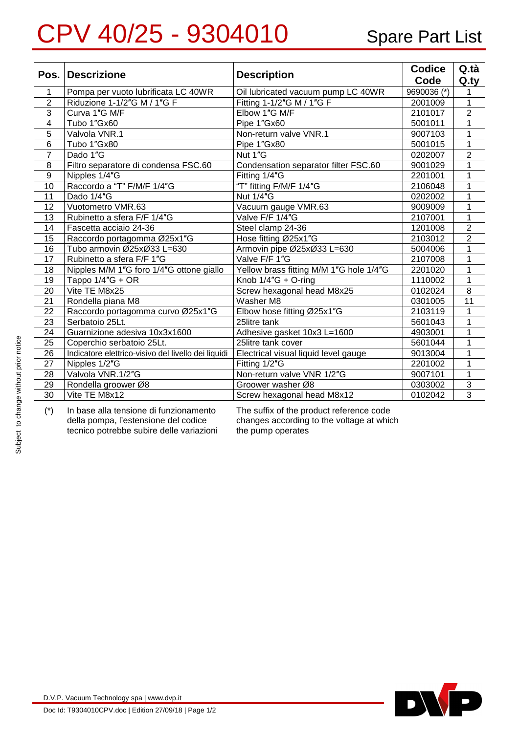# CPV 40/25 - 9304010

## Spare Part List

| Pos. | Descrizione | Description | Codice Code | Q.tà Q.ty |
|---|---|---|---|---|
| 1 | Pompa per vuoto lubrificata LC 40WR | Oil lubricated vacuum pump LC 40WR | 9690036 (*) | 1 |
| 2 | Riduzione 1-1/2″G M / 1″G F | Fitting 1-1/2″G M / 1″G F | 2001009 | 1 |
| 3 | Curva 1″G M/F | Elbow 1″G M/F | 2101017 | 2 |
| 4 | Tubo 1″Gx60 | Pipe 1″Gx60 | 5001011 | 1 |
| 5 | Valvola VNR.1 | Non-return valve VNR.1 | 9007103 | 1 |
| 6 | Tubo 1″Gx80 | Pipe 1″Gx80 | 5001015 | 1 |
| 7 | Dado 1″G | Nut 1″G | 0202007 | 2 |
| 8 | Filtro separatore di condensa FSC.60 | Condensation separator filter FSC.60 | 9001029 | 1 |
| 9 | Nipples 1/4″G | Fitting 1/4″G | 2201001 | 1 |
| 10 | Raccordo a "T" F/M/F 1/4″G | "T" fitting F/M/F 1/4″G | 2106048 | 1 |
| 11 | Dado 1/4″G | Nut 1/4″G | 0202002 | 1 |
| 12 | Vuotometro VMR.63 | Vacuum gauge VMR.63 | 9009009 | 1 |
| 13 | Rubinetto a sfera F/F 1/4″G | Valve F/F 1/4″G | 2107001 | 1 |
| 14 | Fascetta acciaio 24-36 | Steel clamp 24-36 | 1201008 | 2 |
| 15 | Raccordo portagomma Ø25x1″G | Hose fitting Ø25x1″G | 2103012 | 2 |
| 16 | Tubo armovin Ø25xØ33 L=630 | Armovin pipe Ø25xØ33 L=630 | 5004006 | 1 |
| 17 | Rubinetto a sfera F/F 1″G | Valve F/F 1″G | 2107008 | 1 |
| 18 | Nipples M/M 1″G foro 1/4″G ottone giallo | Yellow brass fitting M/M 1″G hole 1/4″G | 2201020 | 1 |
| 19 | Tappo 1/4″G + OR | Knob 1/4″G + O-ring | 1110002 | 1 |
| 20 | Vite TE M8x25 | Screw hexagonal head M8x25 | 0102024 | 8 |
| 21 | Rondella piana M8 | Washer M8 | 0301005 | 11 |
| 22 | Raccordo portagomma curvo Ø25x1″G | Elbow hose fitting Ø25x1″G | 2103119 | 1 |
| 23 | Serbatoio 25Lt. | 25litre tank | 5601043 | 1 |
| 24 | Guarnizione adesiva 10x3x1600 | Adhesive gasket 10x3 L=1600 | 4903001 | 1 |
| 25 | Coperchio serbatoio 25Lt. | 25litre tank cover | 5601044 | 1 |
| 26 | Indicatore elettrico-visivo del livello dei liquidi | Electrical visual liquid level gauge | 9013004 | 1 |
| 27 | Nipples 1/2″G | Fitting 1/2″G | 2201002 | 1 |
| 28 | Valvola VNR.1/2″G | Non-return valve VNR 1/2″G | 9007101 | 1 |
| 29 | Rondella groower Ø8 | Groower washer Ø8 | 0303002 | 3 |
| 30 | Vite TE M8x12 | Screw hexagonal head M8x12 | 0102042 | 3 |

(*) In base alla tensione di funzionamento della pompa, l'estensione del codice tecnico potrebbe subire delle variazioni

The suffix of the product reference code changes according to the voltage at which the pump operates

Subject to change without prior notice

D.V.P. Vacuum Technology spa | www.dvp.it

Doc Id: T9304010CPV.doc | Edition 27/09/18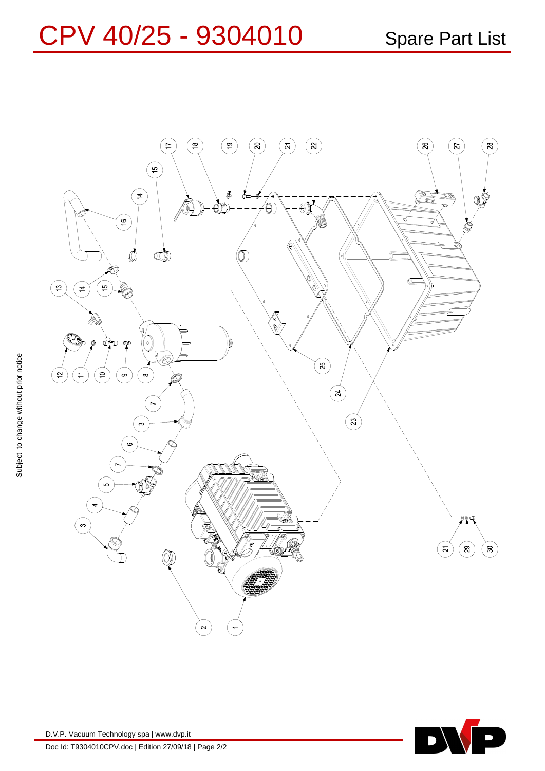# CPV 40/25 - 9304010

Spare Part List

17 18 19 20 21 22 26 27 28

15

14

16

13 14 15

12 11 10 9 8

7

3

6

7

5

4

3

25

24

23

21 29 30

2 1

Subject to change without prior notice

D.V.P. Vacuum Technology spa | www.dvp.it

Doc Id: T9304010CPV.doc | Edition 27/09/18 | Page 2/2